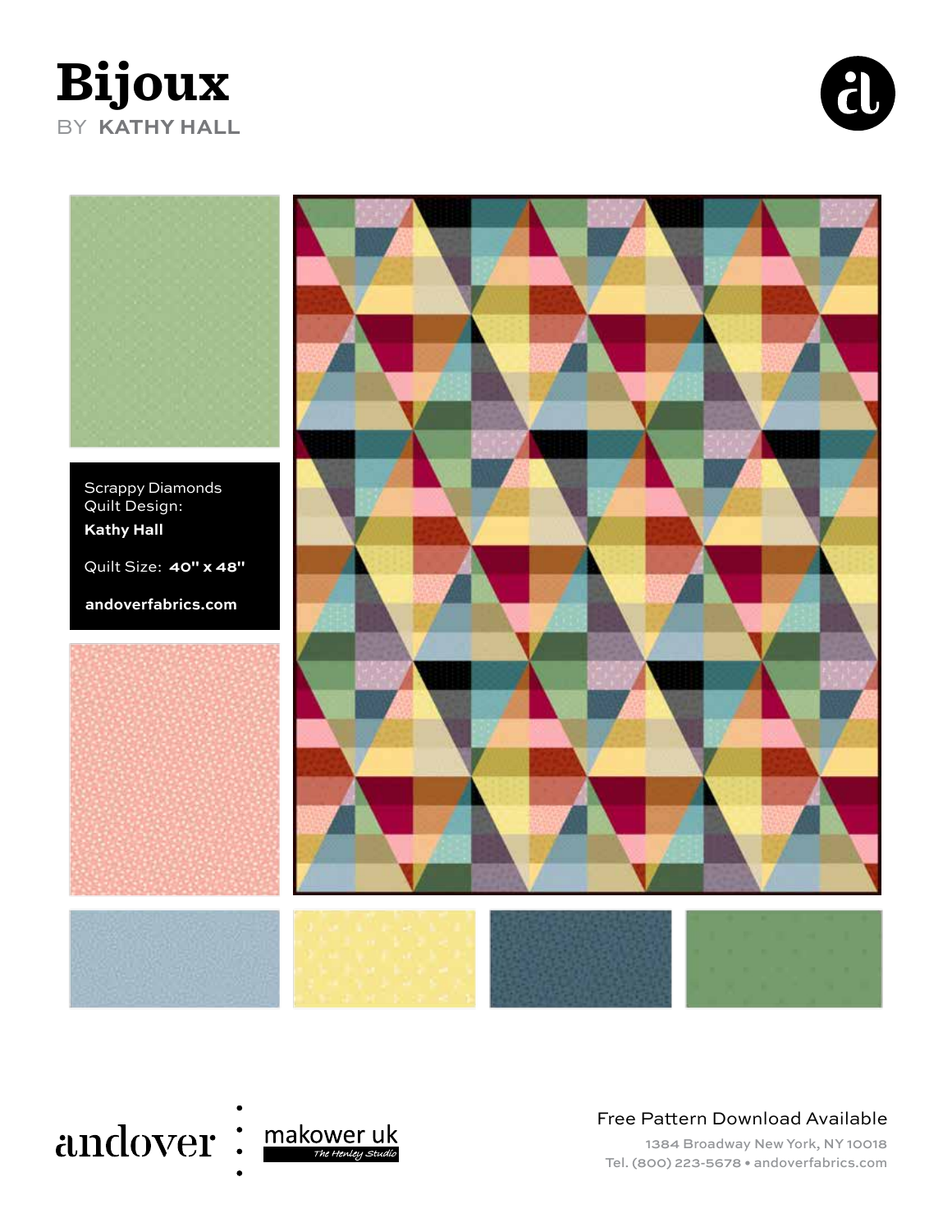# Bijoux

BY **KATHY HALL**

Scrappy Diamonds
Quilt Design:
**Kathy Hall**

Quilt Size: **40" x 48"**

**andoverfabrics.com**

andover : makower uk *The Henley Studio*

Free Pattern Download Available

1384 Broadway New York, NY 10018
Tel. (800) 223-5678 • andoverfabrics.com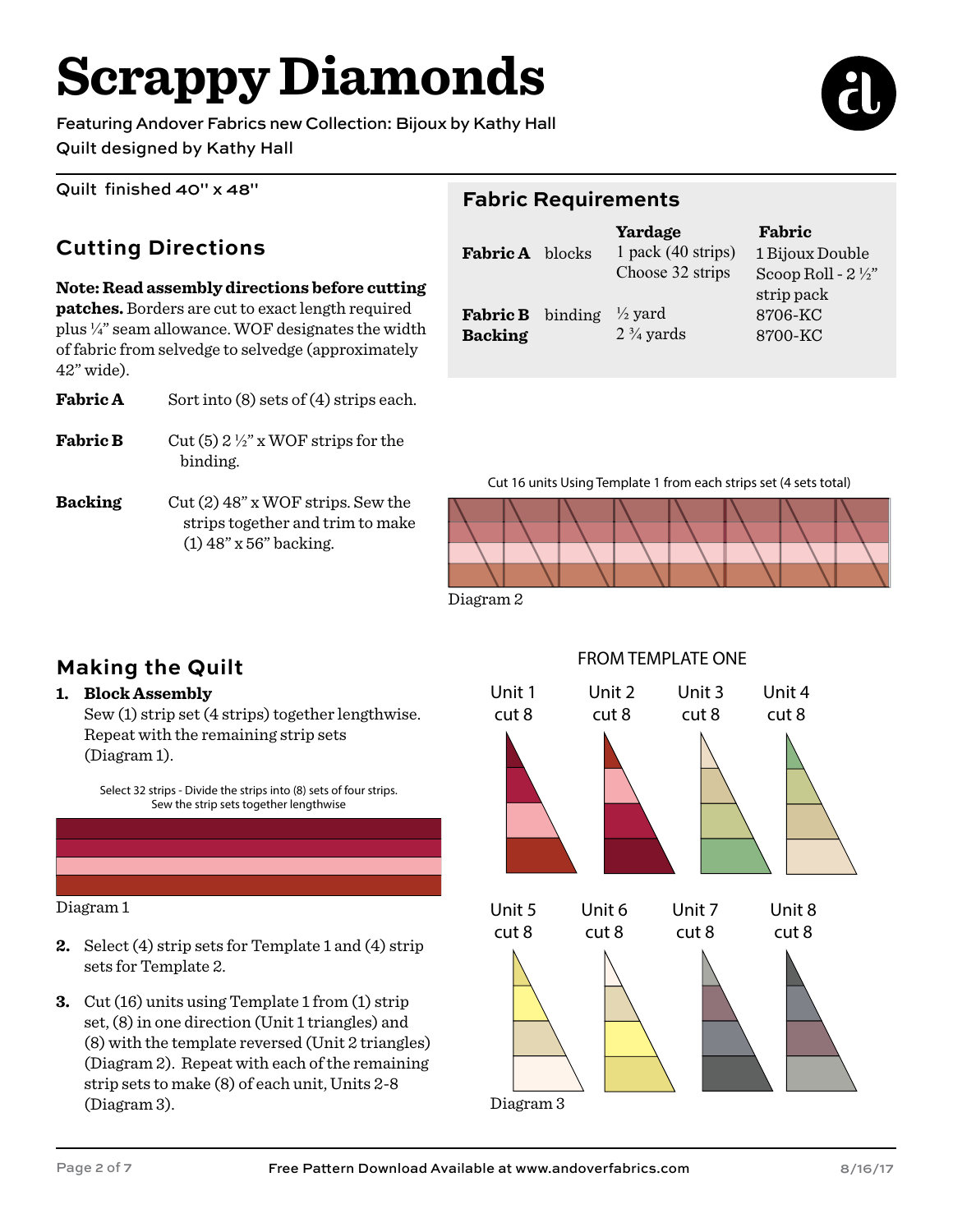# Scrappy Diamonds

Featuring Andover Fabrics new Collection: Bijoux by Kathy Hall

Quilt designed by Kathy Hall

Quilt finished 40" x 48"

## Fabric Requirements

| | | Yardage | Fabric |
|---|---|---|---|
| **Fabric A** | blocks | 1 pack (40 strips) Choose 32 strips | 1 Bijoux Double Scoop Roll - 2 ½" strip pack |
| **Fabric B** | binding | ½ yard | 8706-KC |
| **Backing** | | 2 ¾ yards | 8700-KC |

## Cutting Directions

**Note: Read assembly directions before cutting patches.** Borders are cut to exact length required plus ¼" seam allowance. WOF designates the width of fabric from selvedge to selvedge (approximately 42" wide).

**Fabric A** Sort into (8) sets of (4) strips each.

**Fabric B** Cut (5) 2 ½" x WOF strips for the binding.

**Backing** Cut (2) 48" x WOF strips. Sew the strips together and trim to make (1) 48" x 56" backing.

Cut 16 units Using Template 1 from each strips set (4 sets total)

Diagram 2

## Making the Quilt

1. **Block Assembly**
   Sew (1) strip set (4 strips) together lengthwise. Repeat with the remaining strip sets (Diagram 1).

Select 32 strips - Divide the strips into (8) sets of four strips. Sew the strip sets together lengthwise

Diagram 1

2. Select (4) strip sets for Template 1 and (4) strip sets for Template 2.

3. Cut (16) units using Template 1 from (1) strip set, (8) in one direction (Unit 1 triangles) and (8) with the template reversed (Unit 2 triangles) (Diagram 2). Repeat with each of the remaining strip sets to make (8) of each unit, Units 2-8 (Diagram 3).

FROM TEMPLATE ONE

Unit 1 cut 8 · Unit 2 cut 8 · Unit 3 cut 8 · Unit 4 cut 8

Unit 5 cut 8 · Unit 6 cut 8 · Unit 7 cut 8 · Unit 8 cut 8

Diagram 3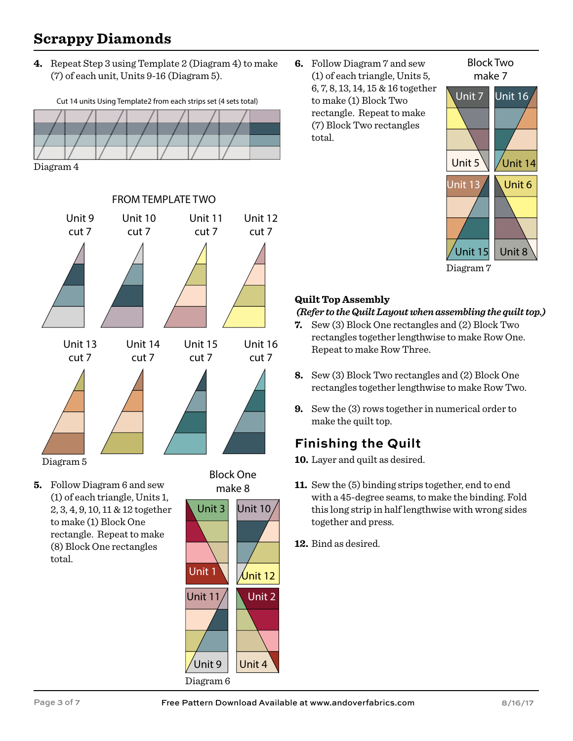## Scrappy Diamonds

4. Repeat Step 3 using Template 2 (Diagram 4) to make (7) of each unit, Units 9-16 (Diagram 5).

Cut 14 units Using Template2 from each strips set (4 sets total)

Diagram 4

FROM TEMPLATE TWO

Unit 9 cut 7 | Unit 10 cut 7 | Unit 11 cut 7 | Unit 12 cut 7

Unit 13 cut 7 | Unit 14 cut 7 | Unit 15 cut 7 | Unit 16 cut 7

Diagram 5

5. Follow Diagram 6 and sew (1) of each triangle, Units 1, 2, 3, 4, 9, 10, 11 & 12 together to make (1) Block One rectangle. Repeat to make (8) Block One rectangles total.

Block One make 8

Unit 3, Unit 10, Unit 1, Unit 12, Unit 11, Unit 2, Unit 9, Unit 4

Diagram 6

6. Follow Diagram 7 and sew (1) of each triangle, Units 5, 6, 7, 8, 13, 14, 15 & 16 together to make (1) Block Two rectangle. Repeat to make (7) Block Two rectangles total.

Block Two make 7

Unit 7, Unit 16, Unit 5, Unit 14, Unit 13, Unit 6, Unit 15, Unit 8

Diagram 7

**Quilt Top Assembly**

***(Refer to the Quilt Layout when assembling the quilt top.)***

7. Sew (3) Block One rectangles and (2) Block Two rectangles together lengthwise to make Row One. Repeat to make Row Three.

8. Sew (3) Block Two rectangles and (2) Block One rectangles together lengthwise to make Row Two.

9. Sew the (3) rows together in numerical order to make the quilt top.

### Finishing the Quilt

10. Layer and quilt as desired.

11. Sew the (5) binding strips together, end to end with a 45-degree seams, to make the binding. Fold this long strip in half lengthwise with wrong sides together and press.

12. Bind as desired.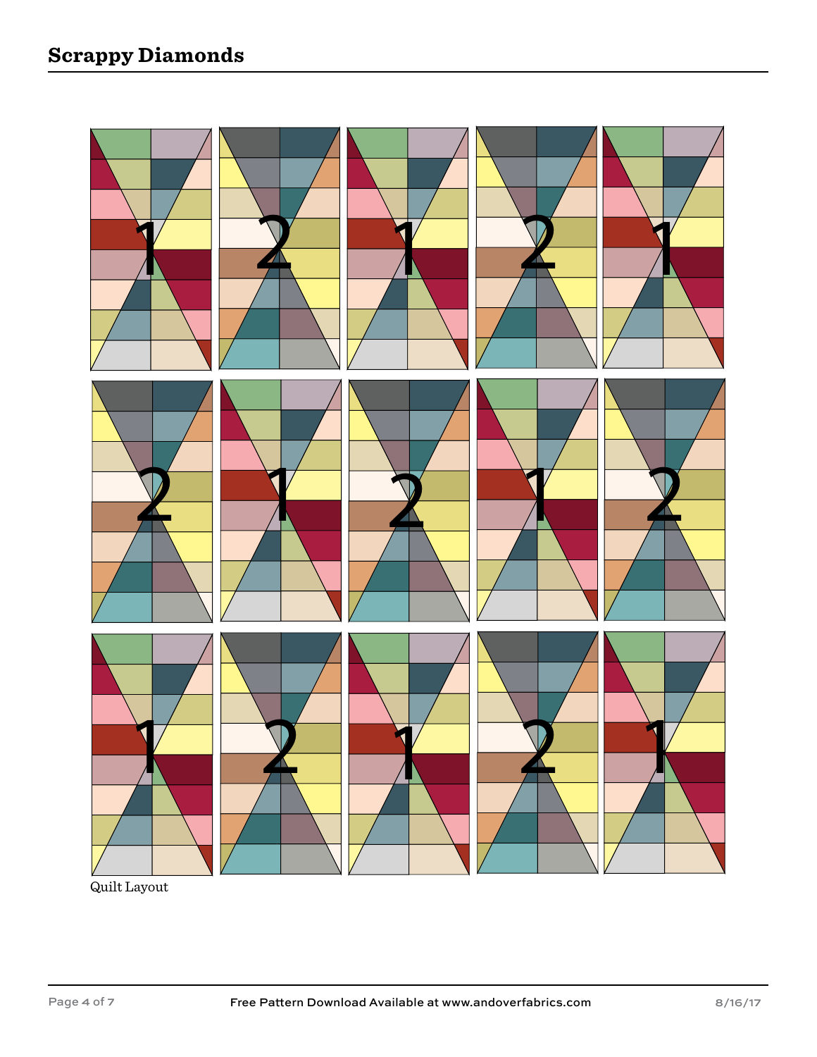Quilt Layout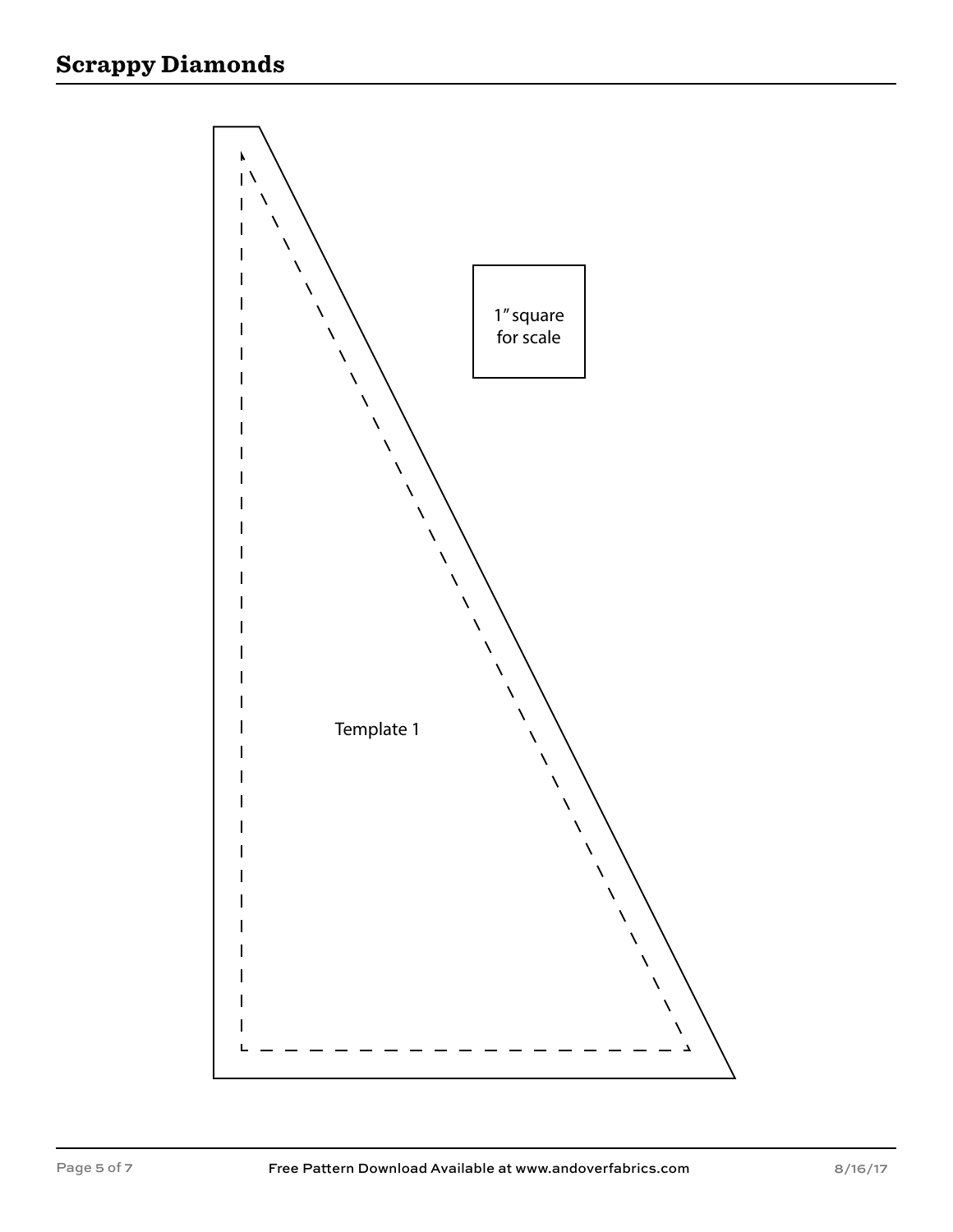# Scrappy Diamonds

1" square for scale

Template 1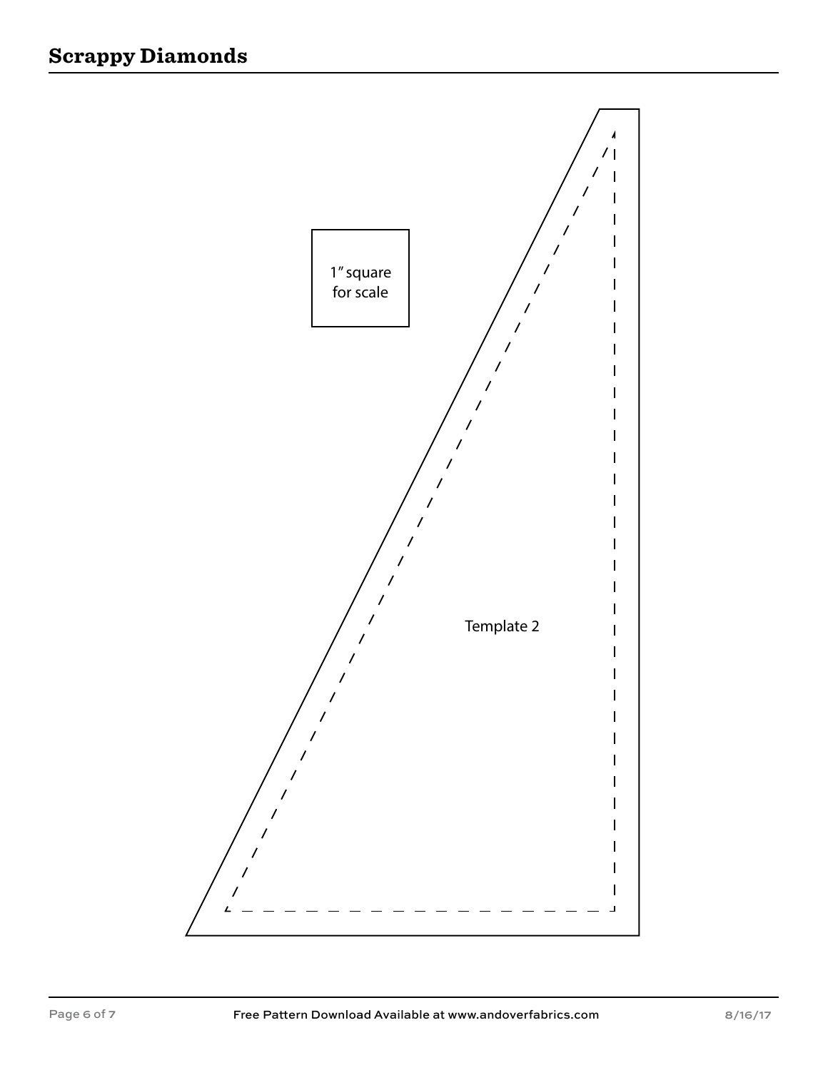1″ square
for scale

Template 2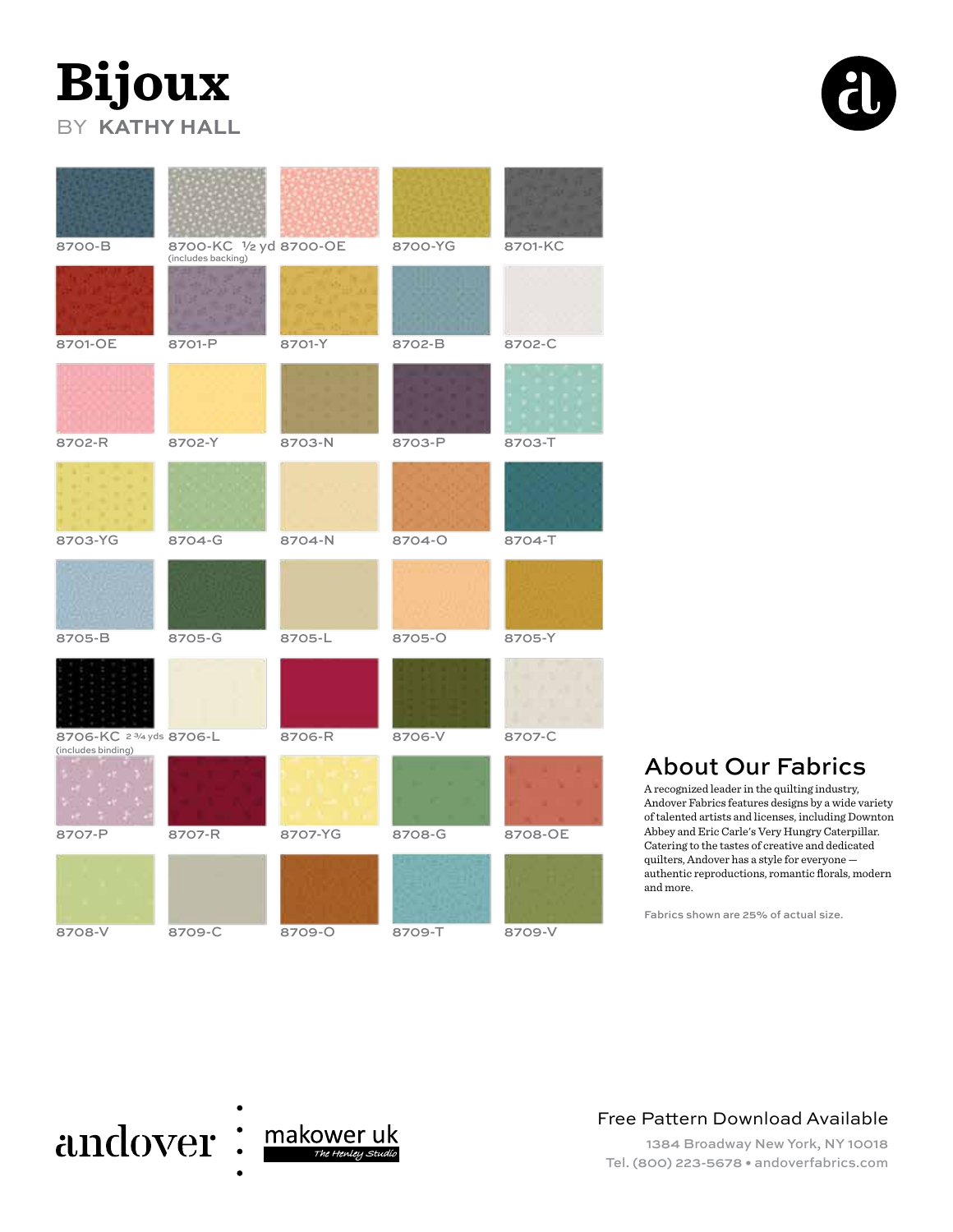# Bijoux

BY **KATHY HALL**

| | | | | |
|---|---|---|---|---|
| 8700-B | 8700-KC ½ yd (includes backing) | 8700-OE | 8700-YG | 8701-KC |
| 8701-OE | 8701-P | 8701-Y | 8702-B | 8702-C |
| 8702-R | 8702-Y | 8703-N | 8703-P | 8703-T |
| 8703-YG | 8704-G | 8704-N | 8704-O | 8704-T |
| 8705-B | 8705-G | 8705-L | 8705-O | 8705-Y |
| 8706-KC 2 ¾ yds (includes binding) | 8706-L | 8706-R | 8706-V | 8707-C |
| 8707-P | 8707-R | 8707-YG | 8708-G | 8708-OE |
| 8708-V | 8709-C | 8709-O | 8709-T | 8709-V |

## About Our Fabrics

A recognized leader in the quilting industry, Andover Fabrics features designs by a wide variety of talented artists and licenses, including Downton Abbey and Eric Carle's Very Hungry Caterpillar. Catering to the tastes of creative and dedicated quilters, Andover has a style for everyone — authentic reproductions, romantic florals, modern and more.

Fabrics shown are 25% of actual size.

andover | makower uk *The Henley Studio*

Free Pattern Download Available

1384 Broadway New York, NY 10018

Tel. (800) 223-5678 • andoverfabrics.com